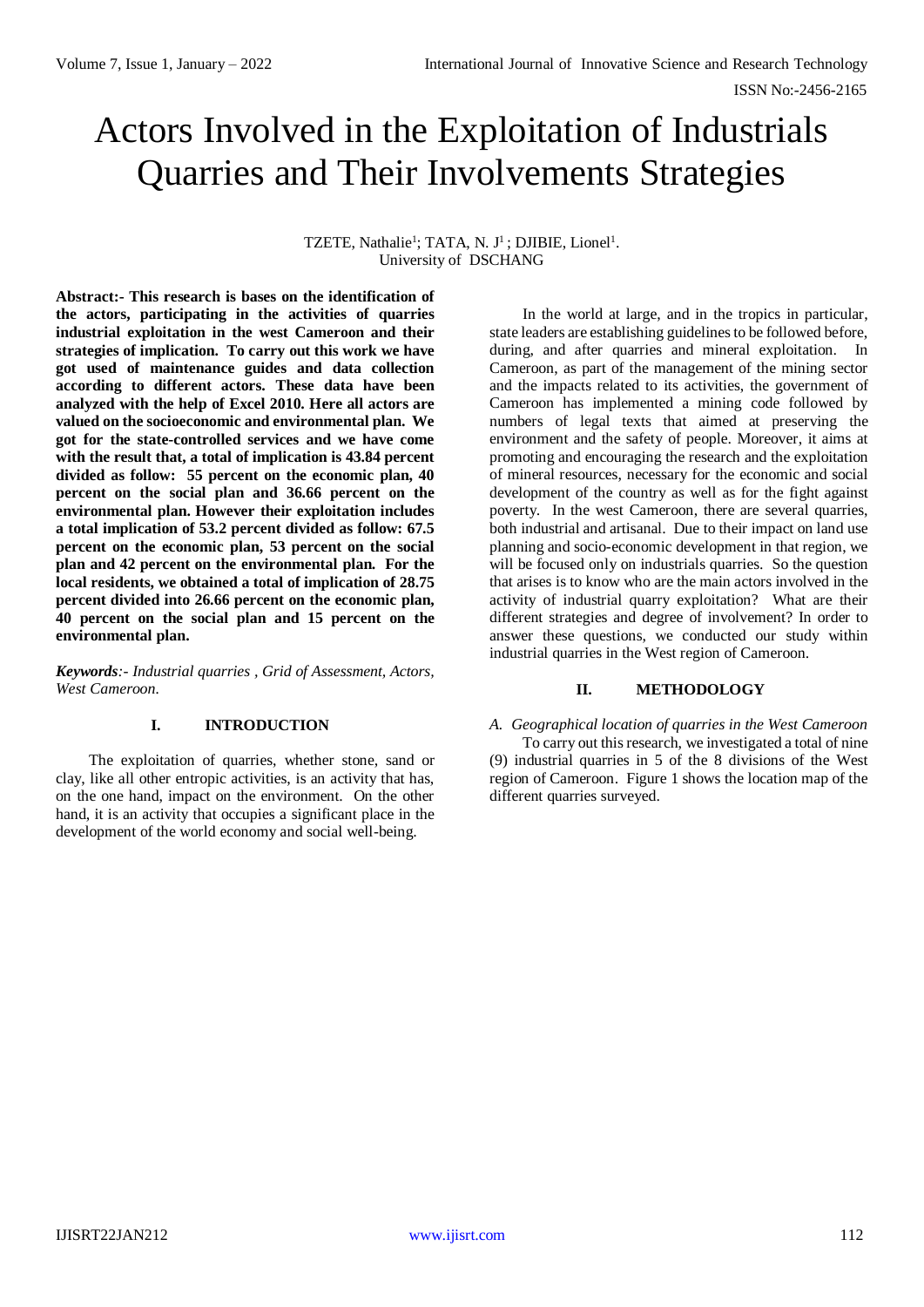# Actors Involved in the Exploitation of Industrials Quarries and Their Involvements Strategies

TZETE, Nathalie[1]; TATA, N. J[1] ; DJIBIE, Lionel[1].
University of DSCHANG

**Abstract:- This research is bases on the identification of the actors, participating in the activities of quarries industrial exploitation in the west Cameroon and their strategies of implication. To carry out this work we have got used of maintenance guides and data collection according to different actors. These data have been analyzed with the help of Excel 2010. Here all actors are valued on the socioeconomic and environmental plan. We got for the state-controlled services and we have come with the result that, a total of implication is 43.84 percent divided as follow: 55 percent on the economic plan, 40 percent on the social plan and 36.66 percent on the environmental plan. However their exploitation includes a total implication of 53.2 percent divided as follow: 67.5 percent on the economic plan, 53 percent on the social plan and 42 percent on the environmental plan. For the local residents, we obtained a total of implication of 28.75 percent divided into 26.66 percent on the economic plan, 40 percent on the social plan and 15 percent on the environmental plan.**

***Keywords**:- Industrial quarries , Grid of Assessment, Actors, West Cameroon.*

## I. INTRODUCTION

The exploitation of quarries, whether stone, sand or clay, like all other entropic activities, is an activity that has, on the one hand, impact on the environment. On the other hand, it is an activity that occupies a significant place in the development of the world economy and social well-being.

In the world at large, and in the tropics in particular, state leaders are establishing guidelines to be followed before, during, and after quarries and mineral exploitation. In Cameroon, as part of the management of the mining sector and the impacts related to its activities, the government of Cameroon has implemented a mining code followed by numbers of legal texts that aimed at preserving the environment and the safety of people. Moreover, it aims at promoting and encouraging the research and the exploitation of mineral resources, necessary for the economic and social development of the country as well as for the fight against poverty. In the west Cameroon, there are several quarries, both industrial and artisanal. Due to their impact on land use planning and socio-economic development in that region, we will be focused only on industrials quarries. So the question that arises is to know who are the main actors involved in the activity of industrial quarry exploitation? What are their different strategies and degree of involvement? In order to answer these questions, we conducted our study within industrial quarries in the West region of Cameroon.

## II. METHODOLOGY

### *A. Geographical location of quarries in the West Cameroon*

To carry out this research, we investigated a total of nine (9) industrial quarries in 5 of the 8 divisions of the West region of Cameroon. Figure 1 shows the location map of the different quarries surveyed.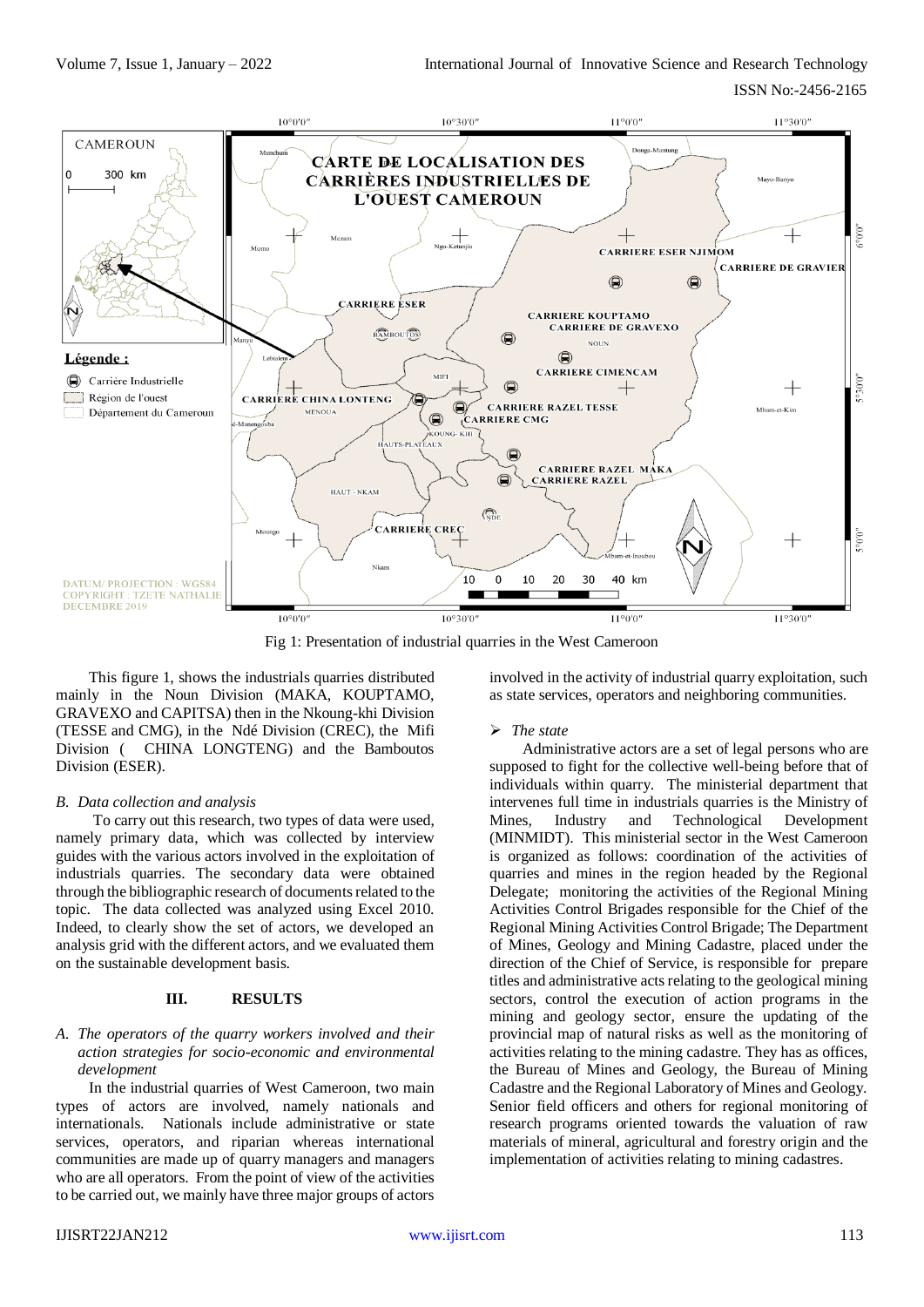Fig 1: Presentation of industrial quarries in the West Cameroon

This figure 1, shows the industrials quarries distributed mainly in the Noun Division (MAKA, KOUPTAMO, GRAVEXO and CAPITSA) then in the Nkoung-khi Division (TESSE and CMG), in the Ndé Division (CREC), the Mifi Division ( CHINA LONGTENG) and the Bamboutos Division (ESER).

### *B. Data collection and analysis*

To carry out this research, two types of data were used, namely primary data, which was collected by interview guides with the various actors involved in the exploitation of industrials quarries. The secondary data were obtained through the bibliographic research of documents related to the topic. The data collected was analyzed using Excel 2010. Indeed, to clearly show the set of actors, we developed an analysis grid with the different actors, and we evaluated them on the sustainable development basis.

## III. RESULTS

### *A. The operators of the quarry workers involved and their action strategies for socio-economic and environmental development*

In the industrial quarries of West Cameroon, two main types of actors are involved, namely nationals and internationals. Nationals include administrative or state services, operators, and riparian whereas international communities are made up of quarry managers and managers who are all operators. From the point of view of the activities to be carried out, we mainly have three major groups of actors involved in the activity of industrial quarry exploitation, such as state services, operators and neighboring communities.

➢ *The state*

Administrative actors are a set of legal persons who are supposed to fight for the collective well-being before that of individuals within quarry. The ministerial department that intervenes full time in industrials quarries is the Ministry of Mines, Industry and Technological Development (MINMIDT). This ministerial sector in the West Cameroon is organized as follows: coordination of the activities of quarries and mines in the region headed by the Regional Delegate; monitoring the activities of the Regional Mining Activities Control Brigades responsible for the Chief of the Regional Mining Activities Control Brigade; The Department of Mines, Geology and Mining Cadastre, placed under the direction of the Chief of Service, is responsible for prepare titles and administrative acts relating to the geological mining sectors, control the execution of action programs in the mining and geology sector, ensure the updating of the provincial map of natural risks as well as the monitoring of activities relating to the mining cadastre. They has as offices, the Bureau of Mines and Geology, the Bureau of Mining Cadastre and the Regional Laboratory of Mines and Geology. Senior field officers and others for regional monitoring of research programs oriented towards the valuation of raw materials of mineral, agricultural and forestry origin and the implementation of activities relating to mining cadastres.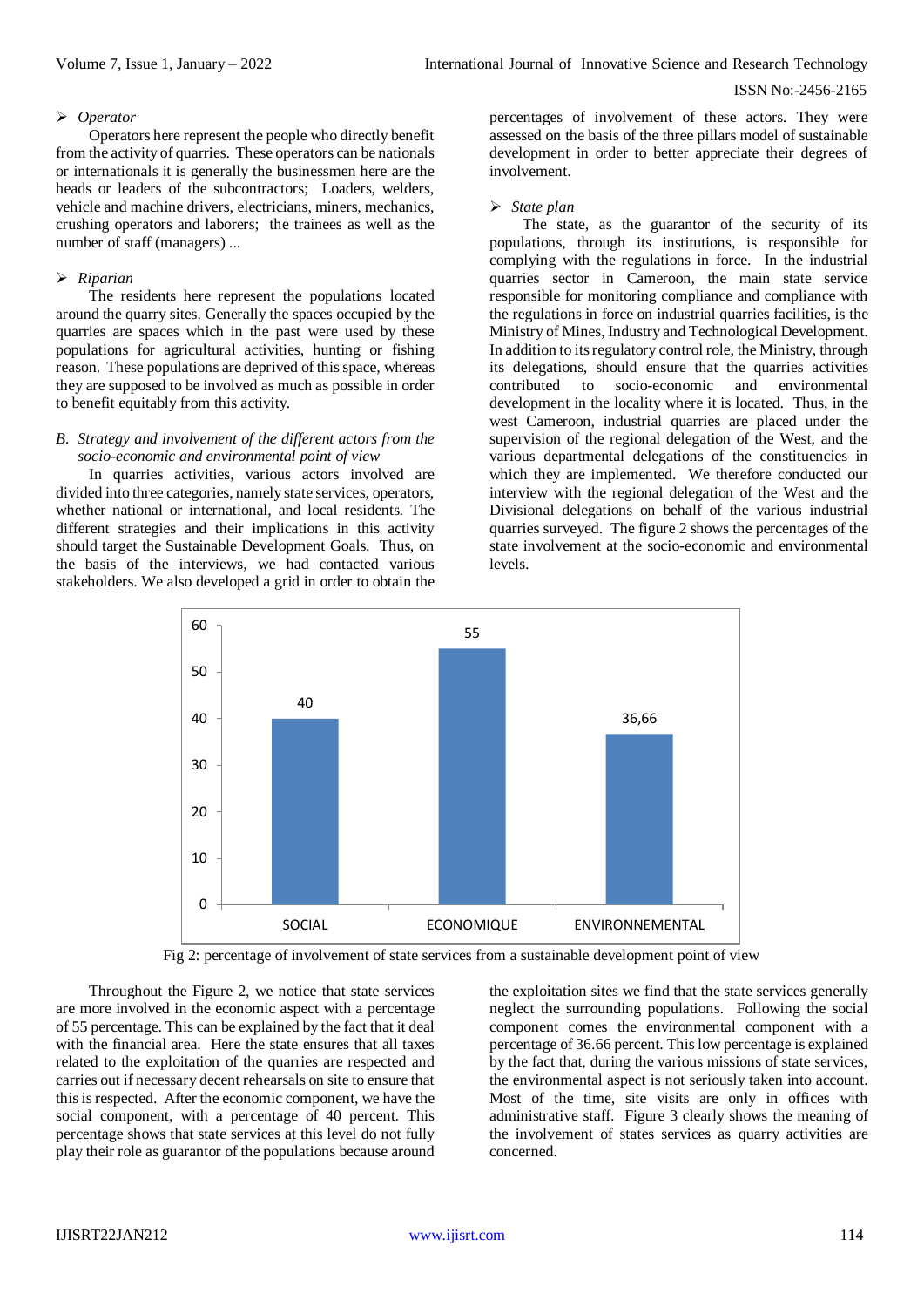➢ *Operator*

Operators here represent the people who directly benefit from the activity of quarries. These operators can be nationals or internationals it is generally the businessmen here are the heads or leaders of the subcontractors; Loaders, welders, vehicle and machine drivers, electricians, miners, mechanics, crushing operators and laborers; the trainees as well as the number of staff (managers) ...

➢ *Riparian*

The residents here represent the populations located around the quarry sites. Generally the spaces occupied by the quarries are spaces which in the past were used by these populations for agricultural activities, hunting or fishing reason. These populations are deprived of this space, whereas they are supposed to be involved as much as possible in order to benefit equitably from this activity.

*B. Strategy and involvement of the different actors from the socio-economic and environmental point of view*

In quarries activities, various actors involved are divided into three categories, namely state services, operators, whether national or international, and local residents. The different strategies and their implications in this activity should target the Sustainable Development Goals. Thus, on the basis of the interviews, we had contacted various stakeholders. We also developed a grid in order to obtain the percentages of involvement of these actors. They were assessed on the basis of the three pillars model of sustainable development in order to better appreciate their degrees of involvement.

➢ *State plan*

The state, as the guarantor of the security of its populations, through its institutions, is responsible for complying with the regulations in force. In the industrial quarries sector in Cameroon, the main state service responsible for monitoring compliance and compliance with the regulations in force on industrial quarries facilities, is the Ministry of Mines, Industry and Technological Development. In addition to its regulatory control role, the Ministry, through its delegations, should ensure that the quarries activities contributed to socio-economic and environmental development in the locality where it is located. Thus, in the west Cameroon, industrial quarries are placed under the supervision of the regional delegation of the West, and the various departmental delegations of the constituencies in which they are implemented. We therefore conducted our interview with the regional delegation of the West and the Divisional delegations on behalf of the various industrial quarries surveyed. The figure 2 shows the percentages of the state involvement at the socio-economic and environmental levels.

| SOCIAL | ECONOMIQUE | ENVIRONNEMENTAL |
|---|---|---|
| 40 | 55 | 36,66 |

Fig 2: percentage of involvement of state services from a sustainable development point of view

Throughout the Figure 2, we notice that state services are more involved in the economic aspect with a percentage of 55 percentage. This can be explained by the fact that it deal with the financial area. Here the state ensures that all taxes related to the exploitation of the quarries are respected and carries out if necessary decent rehearsals on site to ensure that this is respected. After the economic component, we have the social component, with a percentage of 40 percent. This percentage shows that state services at this level do not fully play their role as guarantor of the populations because around the exploitation sites we find that the state services generally neglect the surrounding populations. Following the social component comes the environmental component with a percentage of 36.66 percent. This low percentage is explained by the fact that, during the various missions of state services, the environmental aspect is not seriously taken into account. Most of the time, site visits are only in offices with administrative staff. Figure 3 clearly shows the meaning of the involvement of states services as quarry activities are concerned.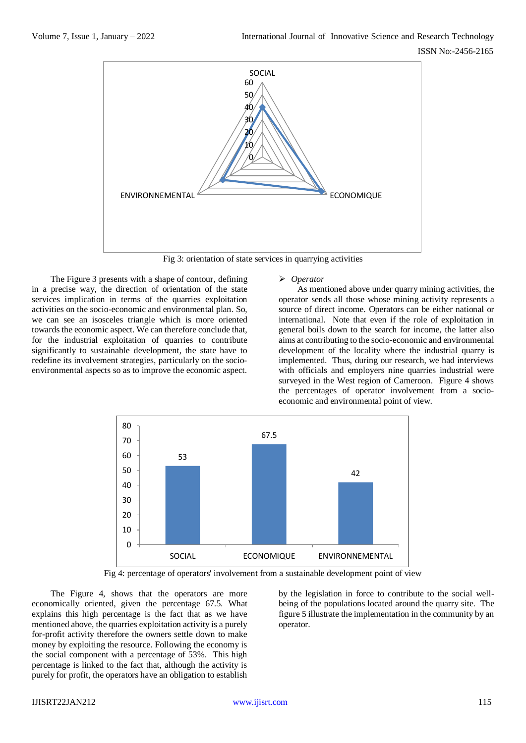Fig 3: orientation of state services in quarrying activities

The Figure 3 presents with a shape of contour, defining in a precise way, the direction of orientation of the state services implication in terms of the quarries exploitation activities on the socio-economic and environmental plan. So, we can see an isosceles triangle which is more oriented towards the economic aspect. We can therefore conclude that, for the industrial exploitation of quarries to contribute significantly to sustainable development, the state have to redefine its involvement strategies, particularly on the socio-environmental aspects so as to improve the economic aspect.

- *Operator*

As mentioned above under quarry mining activities, the operator sends all those whose mining activity represents a source of direct income. Operators can be either national or international. Note that even if the role of exploitation in general boils down to the search for income, the latter also aims at contributing to the socio-economic and environmental development of the locality where the industrial quarry is implemented. Thus, during our research, we had interviews with officials and employers nine quarries industrial were surveyed in the West region of Cameroon. Figure 4 shows the percentages of operator involvement from a socio-economic and environmental point of view.

Fig 4: percentage of operators' involvement from a sustainable development point of view

The Figure 4, shows that the operators are more economically oriented, given the percentage 67.5. What explains this high percentage is the fact that as we have mentioned above, the quarries exploitation activity is a purely for-profit activity therefore the owners settle down to make money by exploiting the resource. Following the economy is the social component with a percentage of 53%. This high percentage is linked to the fact that, although the activity is purely for profit, the operators have an obligation to establish by the legislation in force to contribute to the social well-being of the populations located around the quarry site. The figure 5 illustrate the implementation in the community by an operator.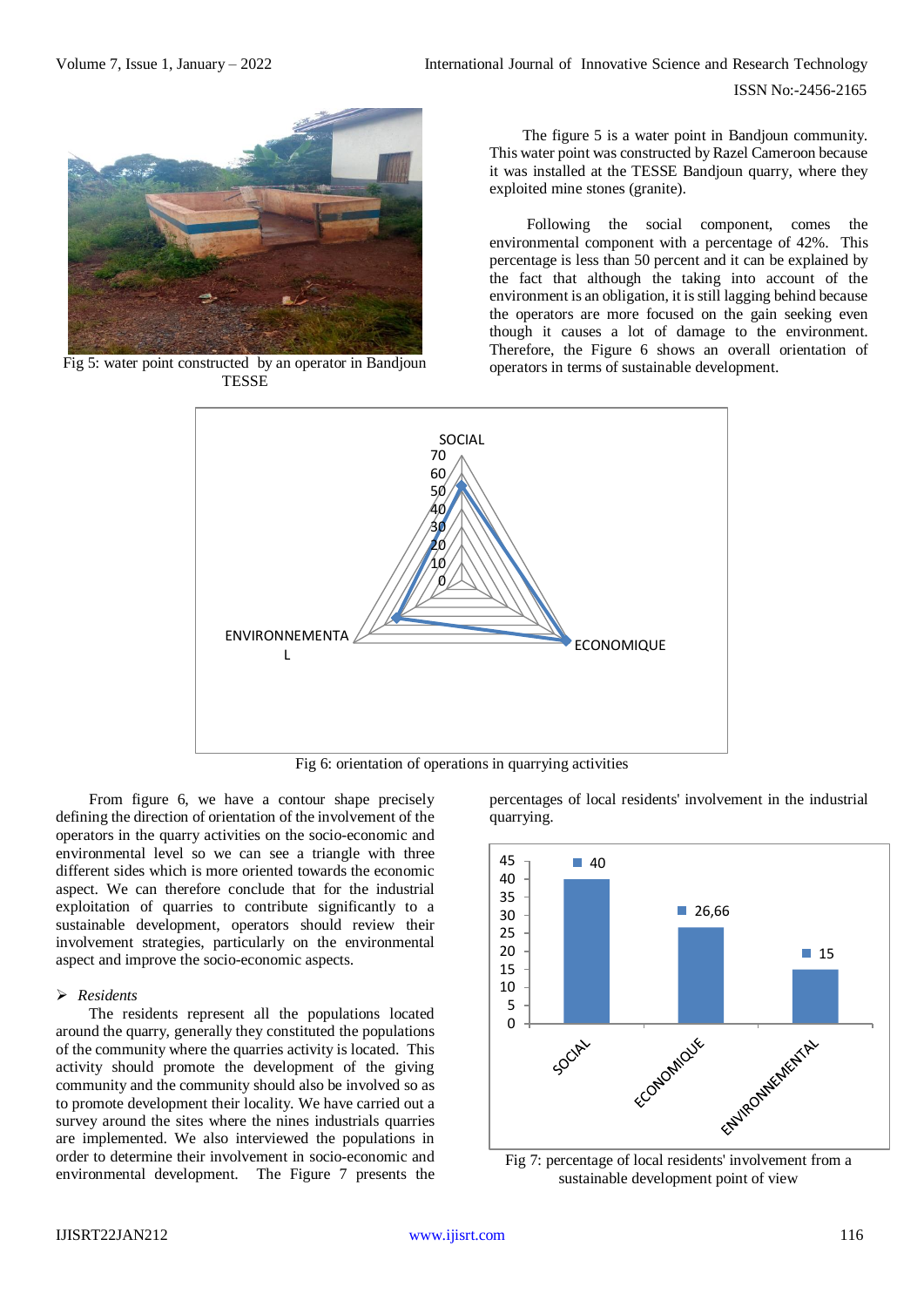Fig 5: water point constructed by an operator in Bandjoun TESSE

The figure 5 is a water point in Bandjoun community. This water point was constructed by Razel Cameroon because it was installed at the TESSE Bandjoun quarry, where they exploited mine stones (granite).

Following the social component, comes the environmental component with a percentage of 42%. This percentage is less than 50 percent and it can be explained by the fact that although the taking into account of the environment is an obligation, it is still lagging behind because the operators are more focused on the gain seeking even though it causes a lot of damage to the environment. Therefore, the Figure 6 shows an overall orientation of operators in terms of sustainable development.

Fig 6: orientation of operations in quarrying activities

From figure 6, we have a contour shape precisely defining the direction of orientation of the involvement of the operators in the quarry activities on the socio-economic and environmental level so we can see a triangle with three different sides which is more oriented towards the economic aspect. We can therefore conclude that for the industrial exploitation of quarries to contribute significantly to a sustainable development, operators should review their involvement strategies, particularly on the environmental aspect and improve the socio-economic aspects.

- *Residents*

The residents represent all the populations located around the quarry, generally they constituted the populations of the community where the quarries activity is located. This activity should promote the development of the giving community and the community should also be involved so as to promote development their locality. We have carried out a survey around the sites where the nines industrials quarries are implemented. We also interviewed the populations in order to determine their involvement in socio-economic and environmental development. The Figure 7 presents the percentages of local residents' involvement in the industrial quarrying.

Fig 7: percentage of local residents' involvement from a sustainable development point of view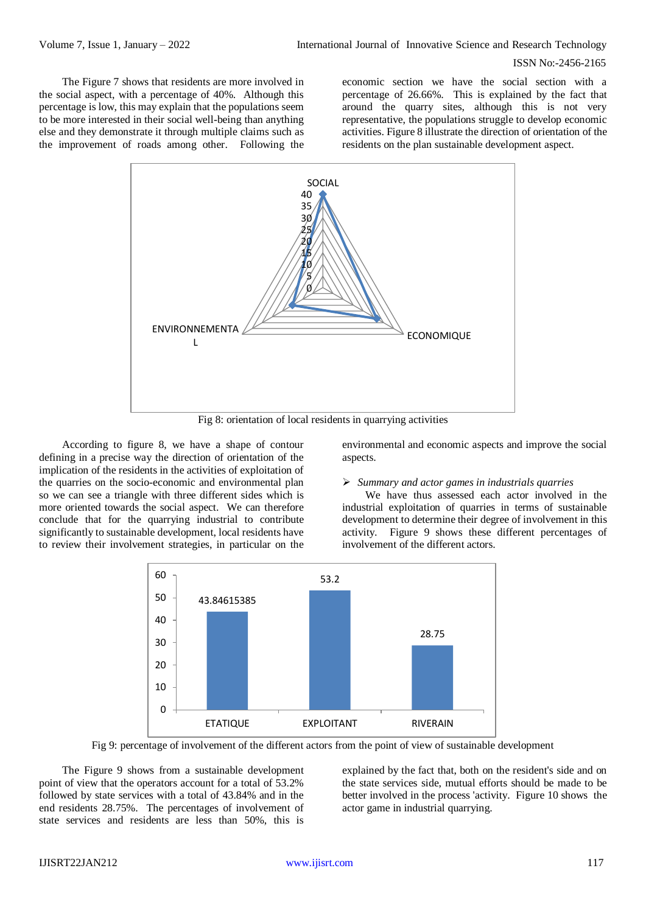The Figure 7 shows that residents are more involved in the social aspect, with a percentage of 40%. Although this percentage is low, this may explain that the populations seem to be more interested in their social well-being than anything else and they demonstrate it through multiple claims such as the improvement of roads among other. Following the economic section we have the social section with a percentage of 26.66%. This is explained by the fact that around the quarry sites, although this is not very representative, the populations struggle to develop economic activities. Figure 8 illustrate the direction of orientation of the residents on the plan sustainable development aspect.

Fig 8: orientation of local residents in quarrying activities

According to figure 8, we have a shape of contour defining in a precise way the direction of orientation of the implication of the residents in the activities of exploitation of the quarries on the socio-economic and environmental plan so we can see a triangle with three different sides which is more oriented towards the social aspect. We can therefore conclude that for the quarrying industrial to contribute significantly to sustainable development, local residents have to review their involvement strategies, in particular on the environmental and economic aspects and improve the social aspects.

- *Summary and actor games in industrials quarries*

We have thus assessed each actor involved in the industrial exploitation of quarries in terms of sustainable development to determine their degree of involvement in this activity. Figure 9 shows these different percentages of involvement of the different actors.

Fig 9: percentage of involvement of the different actors from the point of view of sustainable development

The Figure 9 shows from a sustainable development point of view that the operators account for a total of 53.2% followed by state services with a total of 43.84% and in the end residents 28.75%. The percentages of involvement of state services and residents are less than 50%, this is explained by the fact that, both on the resident's side and on the state services side, mutual efforts should be made to be better involved in the process 'activity. Figure 10 shows the actor game in industrial quarrying.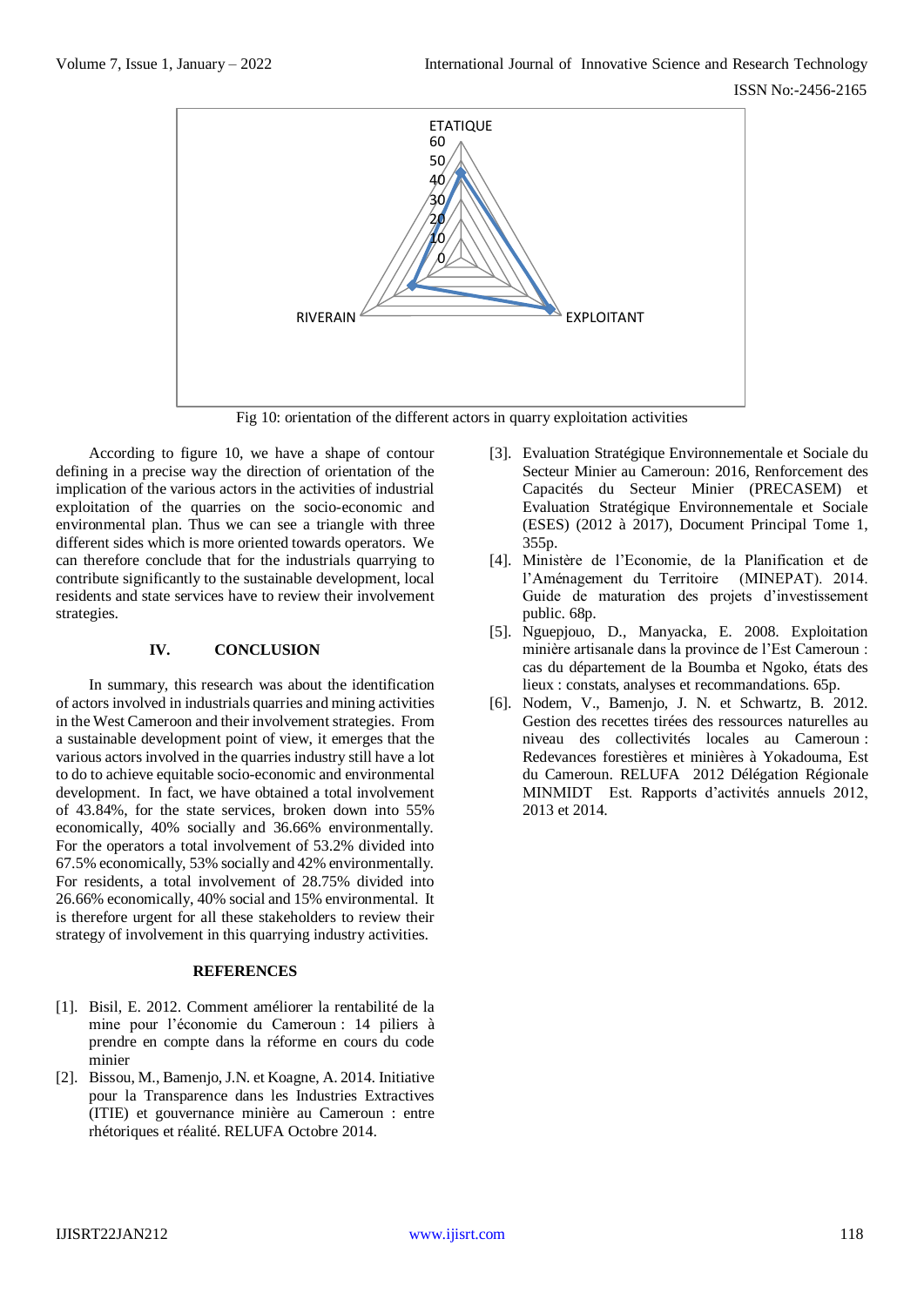ETATIQUE
60
50
40
30
20
10
0
RIVERAIN
EXPLOITANT

Fig 10: orientation of the different actors in quarry exploitation activities

According to figure 10, we have a shape of contour defining in a precise way the direction of orientation of the implication of the various actors in the activities of industrial exploitation of the quarries on the socio-economic and environmental plan. Thus we can see a triangle with three different sides which is more oriented towards operators. We can therefore conclude that for the industrials quarrying to contribute significantly to the sustainable development, local residents and state services have to review their involvement strategies.

## IV. CONCLUSION

In summary, this research was about the identification of actors involved in industrials quarries and mining activities in the West Cameroon and their involvement strategies. From a sustainable development point of view, it emerges that the various actors involved in the quarries industry still have a lot to do to achieve equitable socio-economic and environmental development. In fact, we have obtained a total involvement of 43.84%, for the state services, broken down into 55% economically, 40% socially and 36.66% environmentally. For the operators a total involvement of 53.2% divided into 67.5% economically, 53% socially and 42% environmentally. For residents, a total involvement of 28.75% divided into 26.66% economically, 40% social and 15% environmental. It is therefore urgent for all these stakeholders to review their strategy of involvement in this quarrying industry activities.

## REFERENCES

[1]. Bisil, E. 2012. Comment améliorer la rentabilité de la mine pour l'économie du Cameroun : 14 piliers à prendre en compte dans la réforme en cours du code minier

[2]. Bissou, M., Bamenjo, J.N. et Koagne, A. 2014. Initiative pour la Transparence dans les Industries Extractives (ITIE) et gouvernance minière au Cameroun : entre rhétoriques et réalité. RELUFA Octobre 2014.

[3]. Evaluation Stratégique Environnementale et Sociale du Secteur Minier au Cameroun: 2016, Renforcement des Capacités du Secteur Minier (PRECASEM) et Evaluation Stratégique Environnementale et Sociale (ESES) (2012 à 2017), Document Principal Tome 1, 355p.

[4]. Ministère de l'Economie, de la Planification et de l'Aménagement du Territoire (MINEPAT). 2014. Guide de maturation des projets d'investissement public. 68p.

[5]. Nguepjouo, D., Manyacka, E. 2008. Exploitation minière artisanale dans la province de l'Est Cameroun : cas du département de la Boumba et Ngoko, états des lieux : constats, analyses et recommandations. 65p.

[6]. Nodem, V., Bamenjo, J. N. et Schwartz, B. 2012. Gestion des recettes tirées des ressources naturelles au niveau des collectivités locales au Cameroun : Redevances forestières et minières à Yokadouma, Est du Cameroun. RELUFA 2012 Délégation Régionale MINMIDT Est. Rapports d'activités annuels 2012, 2013 et 2014.